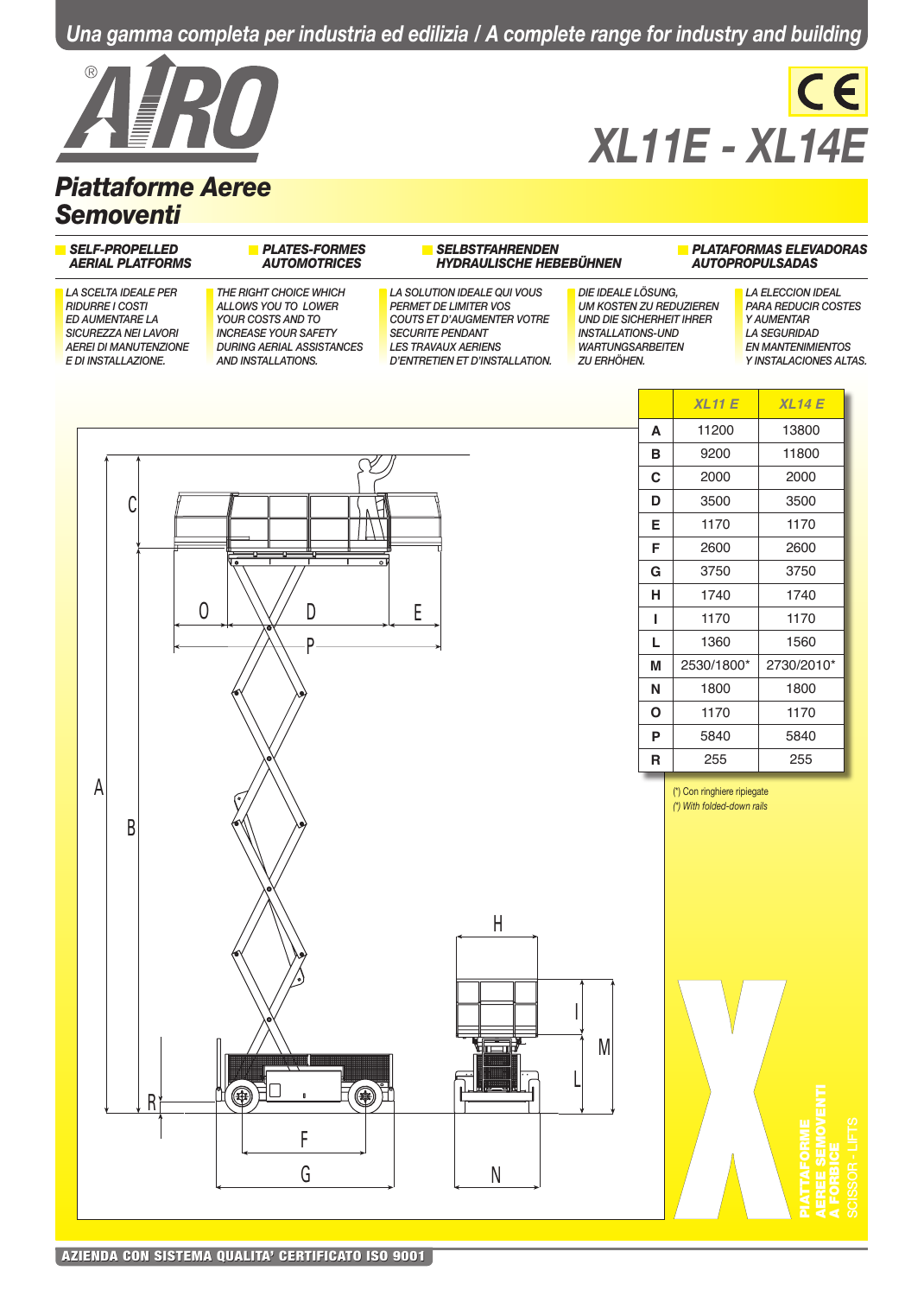Una gamma completa per industria ed edilizia / A complete range for industry and building

# AIRO

# XL11E - XL14E

## Piattaforme Aeree Semoventi

**SELF-PROPELLED AERIAL PLATFORMS**

**PLATES-FORMES AUTOMOTRICES**

**SELBSTFAHRENDEN HYDRAULISCHE HEBEBÜHNEN**

**PLATAFORMAS ELEVADORAS AUTOPROPULSADAS**

LA SCELTA IDEALE PER RIDURRE I COSTI ED AUMENTARE LA SICUREZZA NEI LAVORI AEREI DI MANUTENZIONE E DI INSTALLAZIONE.

THE RIGHT CHOICE WHICH ALLOWS YOU TO LOWER YOUR COSTS AND TO INCREASE YOUR SAFETY DURING AERIAL ASSISTANCES AND INSTALLATIONS.

LA SOLUTION IDEALE QUI VOUS PERMET DE LIMITER VOS COUTS ET D'AUGMENTER VOTRE SECURITE PENDANT LES TRAVAUX AERIENS D'ENTRETIEN ET D'INSTALLATION.

DIE IDEALE LÖSUNG, UM KOSTEN ZU REDUZIEREN UND DIE SICHERHEIT IHRER INSTALLATIONS-UND WARTUNGSARBEITEN ZU ERHÖHEN.

LA ELECCION IDEAL PARA REDUCIR COSTES Y AUMENTAR LA SEGURIDAD EN MANTENIMIENTOS Y INSTALACIONES ALTAS.

| | XL11 E | XL14 E |
|---|---|---|
| A | 11200 | 13800 |
| B | 9200 | 11800 |
| C | 2000 | 2000 |
| D | 3500 | 3500 |
| E | 1170 | 1170 |
| F | 2600 | 2600 |
| G | 3750 | 3750 |
| H | 1740 | 1740 |
| I | 1170 | 1170 |
| L | 1360 | 1560 |
| M | 2530/1800* | 2730/2010* |
| N | 1800 | 1800 |
| O | 1170 | 1170 |
| P | 5840 | 5840 |
| R | 255 | 255 |

(*) Con ringhiere ripiegate
(*) With folded-down rails

PIATTAFORME AEREE SEMOVENTI A FORBICE
SCISSOR - LIFTS

AZIENDA CON SISTEMA QUALITA' CERTIFICATO ISO 9001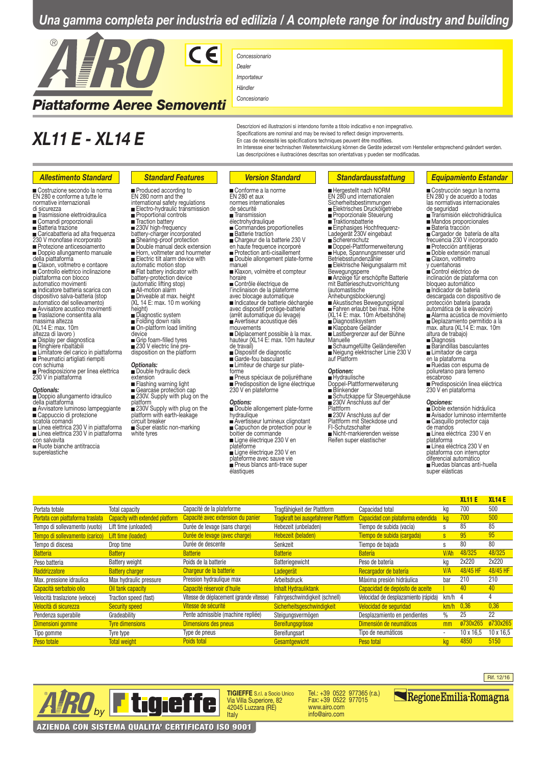# Una gamma completa per industria ed edilizia / A complete range for industry and building

AIRO®

**Piattaforme Aeree Semoventi**

Concessionario
Dealer
Importateur
Händler
Concesionario

# XL11 E - XL14 E

Descrizioni ed illustrazioni si intendono fornite a titolo indicativo e non impegnativo.
Specifications are nominal and may be revised to reflect design improvements.
En cas de nécessité les spécifications techniques peuvent être modifiées.
Im Interesse einer technischen Weiterentwicklung können die Geräte jederzeit vom Hersteller entsprechend geändert werden.
Las descripciónes e ilustraciónes descritas son orientativas y pueden ser modificadas.

## Allestimento Standard

- Costruzione secondo la norma EN 280 e conforme a tutte le normative internazionali di sicurezza
- Trasmissione elettroidraulica
- Comandi proporzionali
- Batteria trazione
- Caricabatteria ad alta frequenza 230 V monofase incorporato
- Protezione anticesoiamento
- Doppio allungamento manuale della piattaforma
- Claxon, voltmetro e contaore
- Controllo elettrico inclinazione piattaforma con blocco automatico movimenti
- Indicatore batteria scarica con dispositivo salva-batteria (stop automatico del sollevamento)
- Avvisatore acustico movimenti
- Traslazione consentita alla massima altezza (XL14 E: max. 10m altezza di lavoro)
- Display per diagnostica
- Ringhiere ribaltabili
- Limitatore del carico in piattaforma
- Pneumatici artigliati riempiti con schiuma
- Predisposizione per linea elettrica 230 V in piattaforma

*Optionals:*

- Doppio allungamento idraulico della piattaforma
- Avvisatore luminoso lampeggiante
- Cappuccio di protezione scatola comandi
- Linea elettrica 230 V in piattaforma
- Linea elettrica 230 V in piattaforma con salvavita
- Ruote bianche antitraccia superelastiche

## Standard Features

- Produced according to EN 280 norm and the international safety regulations
- Electro-hydraulic transmission
- Proportional controls
- Traction battery
- 230V high-frequency battery-charger incorporated
- Shearing-proof protection
- Double manual deck extension
- Horn, voltmeter and hourmeter
- Electric tilt alarm device with automatic motion stop
- Flat battery indicator with battery-protection device (automatic lifting stop)
- All-motion alarm
- Driveable at max. height (XL 14 E: max. 10 m working height)
- Diagnostic system
- Folding down rails
- On-platform load limiting device
- Grip foam-filled tyres
- 230 V electric line pre-disposition on the platform

*Optionals:*

- Double hydraulic deck extension
- Flashing warning light
- Gearcase protection cap
- 230V. Supply with plug on the platform
- 230V Supply with plug on the platform with earth-leakage circuit breaker
- Super elastic non-marking white tyres

## Version Standard

- Conforme à la norme EN 280 et aux normes internationales de sécurité
- Transmission électrohydraulique
- Commandes proportionelles
- Batterie traction
- Chargeur de la batterie 230 V en haute frequence incorporé
- Protection anti-cisaillement
- Double allongement plate-forme manuel
- Klaxon, volmètre et compteur horaire
- Contrôle électrique de l'inclinaison de la plateforme avec blocage automatique
- Indicateur de batterie déchargée avec dispositif protège-batterie (arrêt automatique du levage)
- Avertiseur acoustique des mouvements
- Déplacement possible à la max. hauteur (XL14 E: max. 10m hauteur de travail)
- Dispositif de diagnostic
- Garde-fou basculant
- Limiteur de charge sur plate-forme
- Pneus spéciaux de poljuréthane
- Predisposition de ligne électrique 230 V en plateforme

*Options:*

- Double allongement plate-forme hydraulique
- Avertisseur lumineux clignotant
- Capuchon de protection pour le boitier de commande
- Ligne électrique 230 V en plateforme
- Ligne électrique 230 V en plateforme avec sauve vie
- Pneus blancs anti-trace super élastiques

## Standardausstattung

- Hergestellt nach NORM EN 280 und internationalen Sicherheitsbestimmungen
- Elektrisches Druckölgetriebe
- Proporzionale Steuerung
- Traktionsbatterie
- Einphasiges Hochfrequenz-Ladegerät 230V eingebaut
- Scherenschutz
- Doppel-Plattformerweiterung
- Hupe, Spannungsmesser und Betriebsstundenzähler
- Elektrische Neigungsalarm mit Bewegungsperre
- Anzeige für erschöpfte Batterie mit Batterieschutzvorrichtung (automastische Anhebungsblockierung)
- Akustisches Bewegungsignal
- Fahren erlaubt bei max. Höhe (XL14 E: max. 10m Arbeitshöhe)
- Diagnostiksystem
- Klappbare Geländer
- Lastbergrenzer auf der Bühne Manuelle
- Schaumgefüllte Geländereifen
- Neigung elektrischer Linie 230 V auf Platform

*Optionen:*

- Hydraulische Doppel-Plattformerweiterung
- Blinkender
- Schutzkappe für Steuergehäuse
- 230V Anschluss auf der Plattform
- 230V Anschluss auf der Plattform mit Steckdose und FI-Schutzschalter
- Nicht-markierenden weisse Reifen super elastischer

## Equipamiento Estandar

- Costrucción segun la norma EN 280 y de acuerdo a todas las normativas internaciones de seguridad
- Transmisión eléctrohidráulica
- Mandos proporcionales
- Bateria tracción
- Cargador de batería de alta frecuencia 230 V incorporado
- Protección antitijeras
- Doble extensión manual
- Claxon, voltímetro y cuentahoras
- Control eléctrico de inclinación de plataforma con bloqueo automático
- Indicador de batería descargada con dispositivo de protección batería (parada automática de la elevación)
- Alarma acústica de movimiento
- Desplazamiento permitido a la max. altura (XL14 E: max. 10m altura de trabajo)
- Diagnosis
- Barandillas basculantes
- Limitador de carga en la plataforma
- Ruedas con espuma de poliuretano para terreno escabroso
- Predisposición linea eléctrica 230 V en plataforma

*Opciones:*

- Doble extensión hidráulica
- Avisador luminoso intermitente
- Casquillo protector caja de mandos
- Línea eléctrica 230 V en plataforma
- Línea eléctrica 230 V en plataforma con interruptor diferencial automático
- Ruedas blancas anti-huella super elásticas

| | | | | | | XL11 E | XL14 E |
|---|---|---|---|---|---|---|---|
| Portata totale | Total capacity | Capacité de la plateforme | Tragfähigkeit der Plattform | Capacidad total | kg | 700 | 500 |
| Portata con piattaforma traslata | Capacity with extended platform | Capacité avec extension du panier | Tragkraft bei ausgefahrener Plattform | Capacidad con plataforma extendida | kg | 700 | 500 |
| Tempo di sollevamento (vuoto) | Lift time (unloaded) | Durée de levage (sans charge) | Hebezeit (unbeladen) | Tiempo de subida (vacía) | s | 85 | 85 |
| Tempo di sollevamento (carico) | Lift time (loaded) | Durée de levage (avec charge) | Hebezeit (beladen) | Tiempo de subida (cargada) | s | 95 | 95 |
| Tempo di discesa | Drop time | Durée de descente | Senkzeit | Tiempo de bajada | s | 80 | 80 |
| Batteria | Battery | Batterie | Batterie | Batería | V/Ah | 48/325 | 48/325 |
| Peso batteria | Battery weight | Poids de la batterie | Batteriegewicht | Peso de batería | kg | 2x220 | 2x220 |
| Raddrizzatore | Battery charger | Chargeur de la batterie | Ladegerät | Recargador de batería | V/A | 48/45 HF | 48/45 HF |
| Max. pressione idraulica | Max hydraulic pressure | Pression hydraulique max | Arbeitsdruck | Máxima presión hidráulica | bar | 210 | 210 |
| Capacità serbatoio olio | Oil tank capacity | Capacité réservoir d'huile | Inhalt Hydrauliktank | Capacidad de depósito de aceite | l | 40 | 40 |
| Velocità traslazione (veloce) | Traction speed (fast) | Vitesse de déplacement (grande vitesse) | Fahrgeschwindigkeit (schnell) | Velocidad de desplazamiento (rápida) | km/h | 4 | 4 |
| Velocità di sicurezza | Security speed | Vitesse de sécurité | Sicherheitsgeschwindigkeit | Velocidad de seguridad | km/h | 0,36 | 0,36 |
| Pendenza superabile | Gradeability | Pente admissible (machine repliée) | Steigungsvermögen | Desplazamiento en pendientes | % | 25 | 22 |
| Dimensioni gomme | Tyre dimensions | Dimensions des pneus | Bereifungsgrösse | Dimensión de neumáticos | mm | ø730x265 | ø730x265 |
| Tipo gomme | Tyre type | Type de pneus | Bereifungsart | Tipo de neumáticos | - | 10 x 16,5 | 10 x 16,5 |
| Peso totale | Total weight | Poids total | Gesamtgewicht | Peso total | kg | 4850 | 5150 |

Rif. 12/16

AIRO by tigieffe

**TIGIEFFE** S.r.l. a Socio Unico
Via Villa Superiore, 82
42045 Luzzara (RE)
Italy

Tel.: +39 0522 977365 (r.a.)
Fax: +39 0522 977015
www.airo.com
info@airo.com

Regione Emilia-Romagna

AZIENDA CON SISTEMA QUALITA' CERTIFICATO ISO 9001